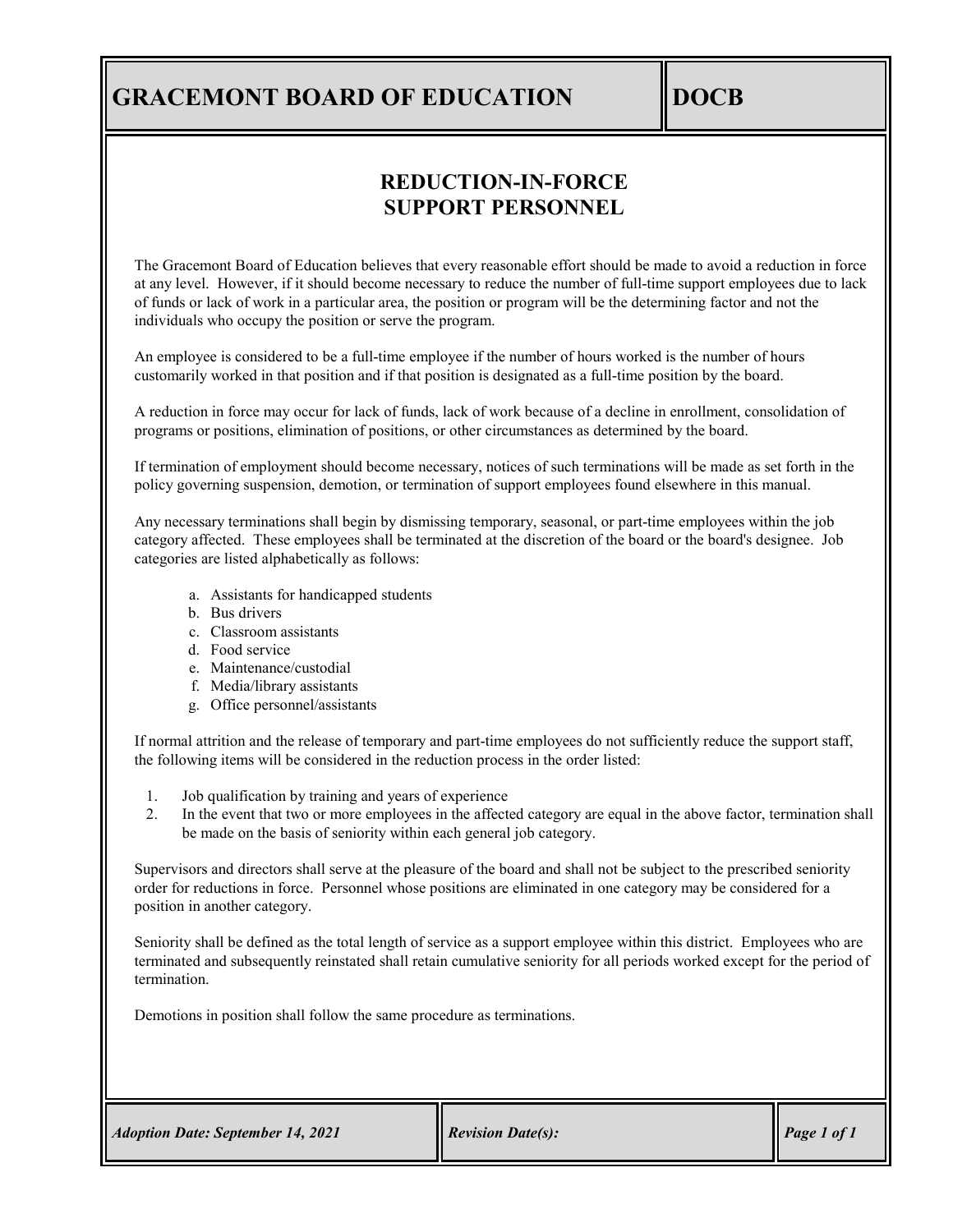# GRACEMONT BOARD OF EDUCATION — DOCB

## REDUCTION-IN-FORCE SUPPORT PERSONNEL

The Gracemont Board of Education believes that every reasonable effort should be made to avoid a reduction in force at any level. However, if it should become necessary to reduce the number of full-time support employees due to lack of funds or lack of work in a particular area, the position or program will be the determining factor and not the individuals who occupy the position or serve the program.

An employee is considered to be a full-time employee if the number of hours worked is the number of hours customarily worked in that position and if that position is designated as a full-time position by the board.

A reduction in force may occur for lack of funds, lack of work because of a decline in enrollment, consolidation of programs or positions, elimination of positions, or other circumstances as determined by the board.

If termination of employment should become necessary, notices of such terminations will be made as set forth in the policy governing suspension, demotion, or termination of support employees found elsewhere in this manual.

Any necessary terminations shall begin by dismissing temporary, seasonal, or part-time employees within the job category affected. These employees shall be terminated at the discretion of the board or the board's designee. Job categories are listed alphabetically as follows:

a. Assistants for handicapped students
b. Bus drivers
c. Classroom assistants
d. Food service
e. Maintenance/custodial
f. Media/library assistants
g. Office personnel/assistants

If normal attrition and the release of temporary and part-time employees do not sufficiently reduce the support staff, the following items will be considered in the reduction process in the order listed:

1. Job qualification by training and years of experience
2. In the event that two or more employees in the affected category are equal in the above factor, termination shall be made on the basis of seniority within each general job category.

Supervisors and directors shall serve at the pleasure of the board and shall not be subject to the prescribed seniority order for reductions in force. Personnel whose positions are eliminated in one category may be considered for a position in another category.

Seniority shall be defined as the total length of service as a support employee within this district. Employees who are terminated and subsequently reinstated shall retain cumulative seniority for all periods worked except for the period of termination.

Demotions in position shall follow the same procedure as terminations.

*Adoption Date: September 14, 2021* | *Revision Date(s):*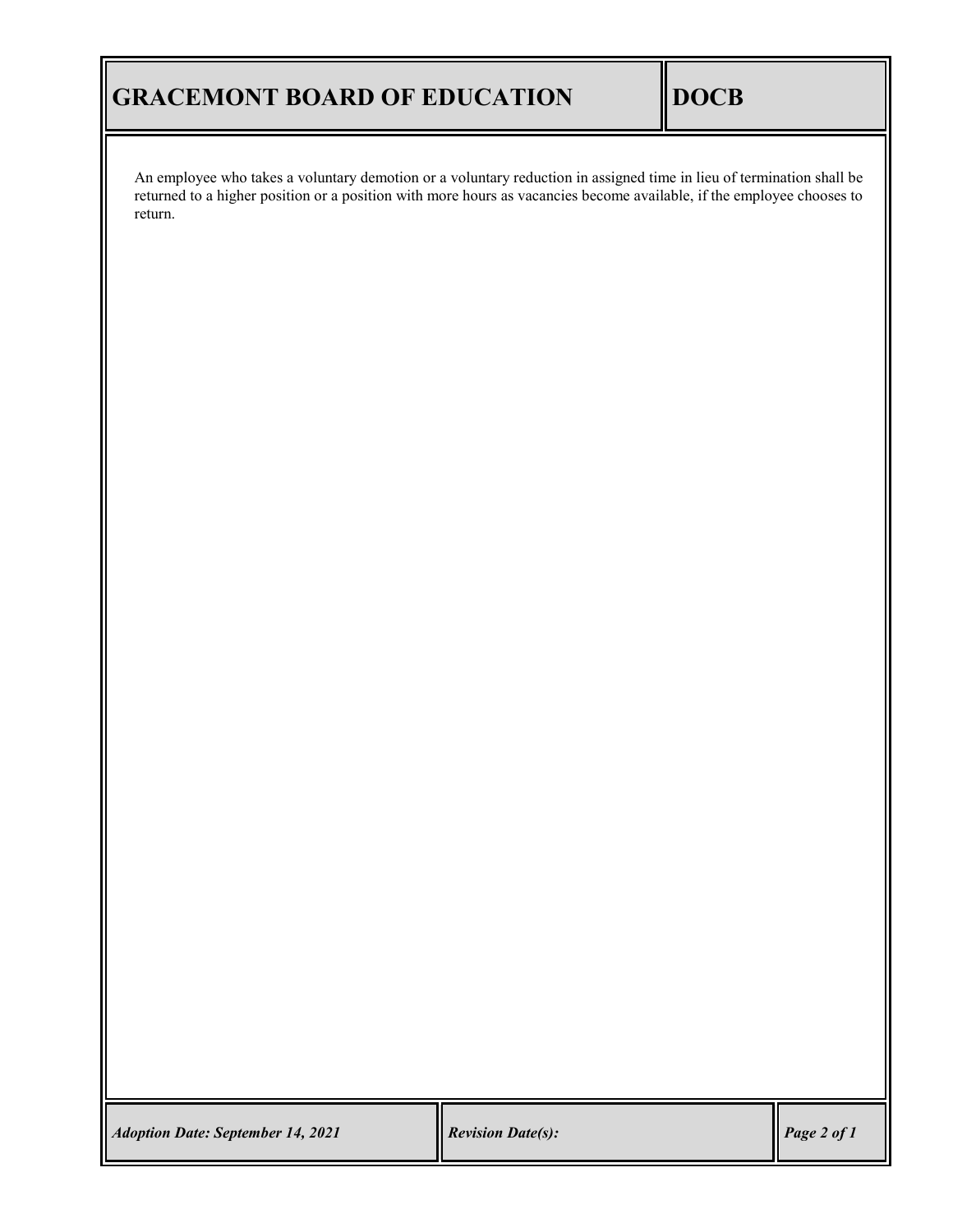An employee who takes a voluntary demotion or a voluntary reduction in assigned time in lieu of termination shall be returned to a higher position or a position with more hours as vacancies become available, if the employee chooses to return.